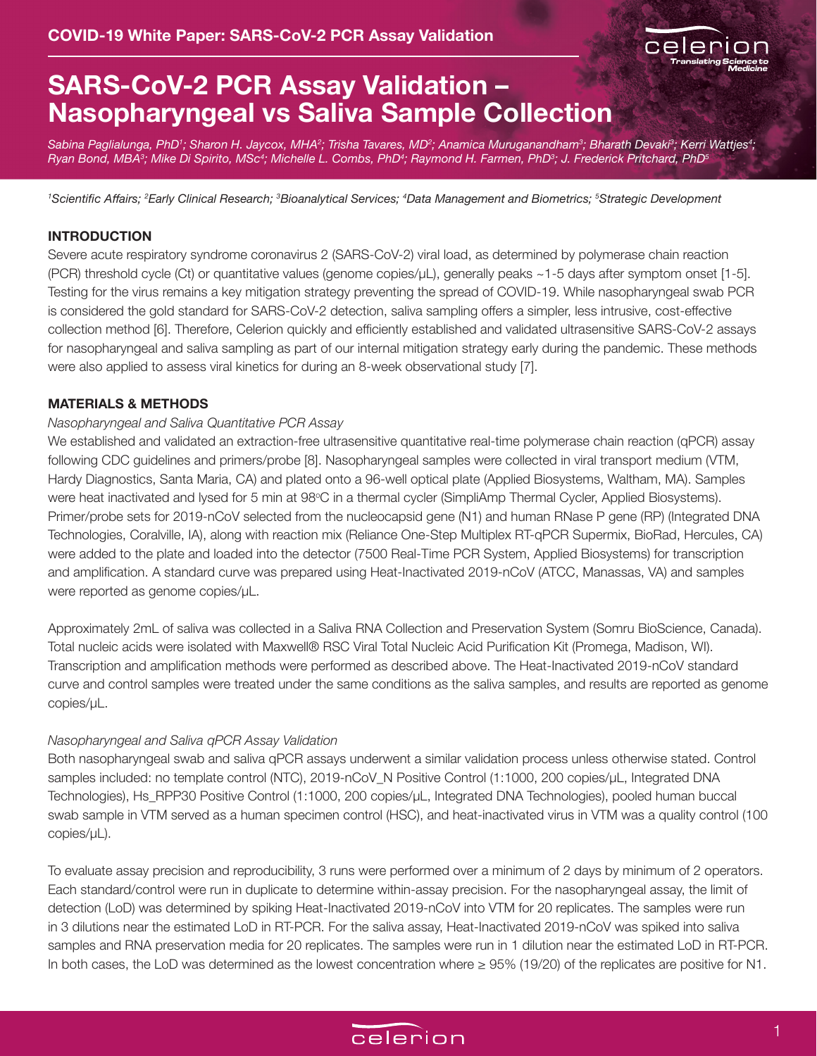# SARS-CoV-2 PCR Assay Validation – Nasopharyngeal vs Saliva Sample Collection

*Sabina Paglialunga, PhD[1]; Sharon H. Jaycox, MHA[2]; Trisha Tavares, MD[2]; Anamica Muruganandham[3]; Bharath Devaki[3]; Kerri Wattjes[4]; Ryan Bond, MBA[3]; Mike Di Spirito, MSc[4]; Michelle L. Combs, PhD[4]; Raymond H. Farmen, PhD[3]; J. Frederick Pritchard, PhD[5]*

*[1]Scientific Affairs; [2]Early Clinical Research; [3]Bioanalytical Services; [4]Data Management and Biometrics; [5]Strategic Development*

## INTRODUCTION

Severe acute respiratory syndrome coronavirus 2 (SARS-CoV-2) viral load, as determined by polymerase chain reaction (PCR) threshold cycle (Ct) or quantitative values (genome copies/µL), generally peaks ~1-5 days after symptom onset [1-5]. Testing for the virus remains a key mitigation strategy preventing the spread of COVID-19. While nasopharyngeal swab PCR is considered the gold standard for SARS-CoV-2 detection, saliva sampling offers a simpler, less intrusive, cost-effective collection method [6]. Therefore, Celerion quickly and efficiently established and validated ultrasensitive SARS-CoV-2 assays for nasopharyngeal and saliva sampling as part of our internal mitigation strategy early during the pandemic. These methods were also applied to assess viral kinetics for during an 8-week observational study [7].

## MATERIALS & METHODS

*Nasopharyngeal and Saliva Quantitative PCR Assay*

We established and validated an extraction-free ultrasensitive quantitative real-time polymerase chain reaction (qPCR) assay following CDC guidelines and primers/probe [8]. Nasopharyngeal samples were collected in viral transport medium (VTM, Hardy Diagnostics, Santa Maria, CA) and plated onto a 96-well optical plate (Applied Biosystems, Waltham, MA). Samples were heat inactivated and lysed for 5 min at 98°C in a thermal cycler (SimpliAmp Thermal Cycler, Applied Biosystems). Primer/probe sets for 2019-nCoV selected from the nucleocapsid gene (N1) and human RNase P gene (RP) (Integrated DNA Technologies, Coralville, IA), along with reaction mix (Reliance One-Step Multiplex RT-qPCR Supermix, BioRad, Hercules, CA) were added to the plate and loaded into the detector (7500 Real-Time PCR System, Applied Biosystems) for transcription and amplification. A standard curve was prepared using Heat-Inactivated 2019-nCoV (ATCC, Manassas, VA) and samples were reported as genome copies/µL.

Approximately 2mL of saliva was collected in a Saliva RNA Collection and Preservation System (Somru BioScience, Canada). Total nucleic acids were isolated with Maxwell® RSC Viral Total Nucleic Acid Purification Kit (Promega, Madison, WI). Transcription and amplification methods were performed as described above. The Heat-Inactivated 2019-nCoV standard curve and control samples were treated under the same conditions as the saliva samples, and results are reported as genome copies/µL.

*Nasopharyngeal and Saliva qPCR Assay Validation*

Both nasopharyngeal swab and saliva qPCR assays underwent a similar validation process unless otherwise stated. Control samples included: no template control (NTC), 2019-nCoV_N Positive Control (1:1000, 200 copies/µL, Integrated DNA Technologies), Hs_RPP30 Positive Control (1:1000, 200 copies/µL, Integrated DNA Technologies), pooled human buccal swab sample in VTM served as a human specimen control (HSC), and heat-inactivated virus in VTM was a quality control (100 copies/µL).

To evaluate assay precision and reproducibility, 3 runs were performed over a minimum of 2 days by minimum of 2 operators. Each standard/control were run in duplicate to determine within-assay precision. For the nasopharyngeal assay, the limit of detection (LoD) was determined by spiking Heat-Inactivated 2019-nCoV into VTM for 20 replicates. The samples were run in 3 dilutions near the estimated LoD in RT-PCR. For the saliva assay, Heat-Inactivated 2019-nCoV was spiked into saliva samples and RNA preservation media for 20 replicates. The samples were run in 1 dilution near the estimated LoD in RT-PCR. In both cases, the LoD was determined as the lowest concentration where ≥ 95% (19/20) of the replicates are positive for N1.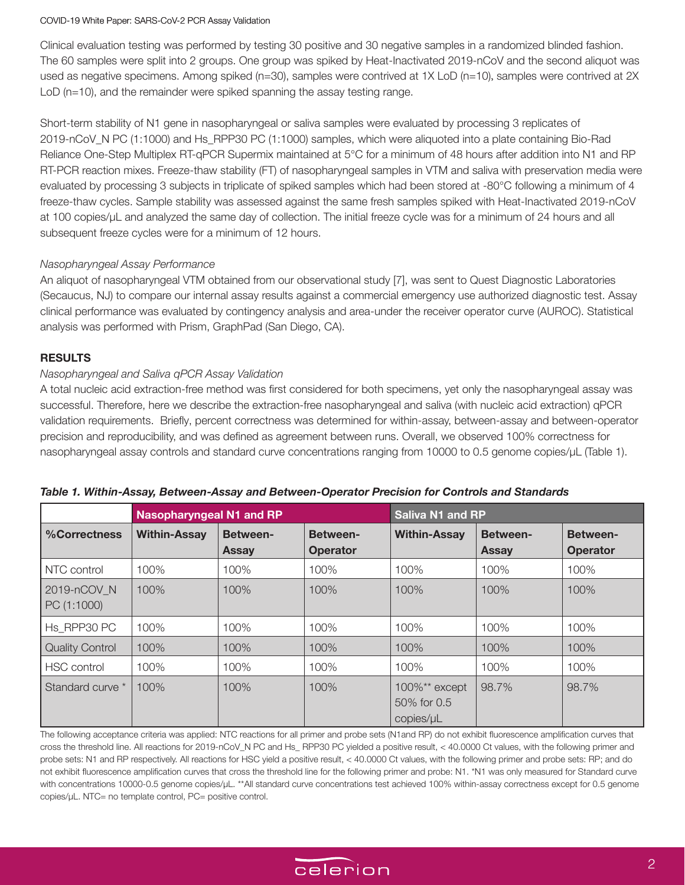Clinical evaluation testing was performed by testing 30 positive and 30 negative samples in a randomized blinded fashion. The 60 samples were split into 2 groups. One group was spiked by Heat-Inactivated 2019-nCoV and the second aliquot was used as negative specimens. Among spiked (n=30), samples were contrived at 1X LoD (n=10), samples were contrived at 2X LoD (n=10), and the remainder were spiked spanning the assay testing range.

Short-term stability of N1 gene in nasopharyngeal or saliva samples were evaluated by processing 3 replicates of 2019-nCoV_N PC (1:1000) and Hs_RPP30 PC (1:1000) samples, which were aliquoted into a plate containing Bio-Rad Reliance One-Step Multiplex RT-qPCR Supermix maintained at 5°C for a minimum of 48 hours after addition into N1 and RP RT-PCR reaction mixes. Freeze-thaw stability (FT) of nasopharyngeal samples in VTM and saliva with preservation media were evaluated by processing 3 subjects in triplicate of spiked samples which had been stored at -80°C following a minimum of 4 freeze-thaw cycles. Sample stability was assessed against the same fresh samples spiked with Heat-Inactivated 2019-nCoV at 100 copies/μL and analyzed the same day of collection. The initial freeze cycle was for a minimum of 24 hours and all subsequent freeze cycles were for a minimum of 12 hours.

*Nasopharyngeal Assay Performance*

An aliquot of nasopharyngeal VTM obtained from our observational study [7], was sent to Quest Diagnostic Laboratories (Secaucus, NJ) to compare our internal assay results against a commercial emergency use authorized diagnostic test. Assay clinical performance was evaluated by contingency analysis and area-under the receiver operator curve (AUROC). Statistical analysis was performed with Prism, GraphPad (San Diego, CA).

## RESULTS

*Nasopharyngeal and Saliva qPCR Assay Validation*

A total nucleic acid extraction-free method was first considered for both specimens, yet only the nasopharyngeal assay was successful. Therefore, here we describe the extraction-free nasopharyngeal and saliva (with nucleic acid extraction) qPCR validation requirements. Briefly, percent correctness was determined for within-assay, between-assay and between-operator precision and reproducibility, and was defined as agreement between runs. Overall, we observed 100% correctness for nasopharyngeal assay controls and standard curve concentrations ranging from 10000 to 0.5 genome copies/μL (Table 1).

***Table 1. Within-Assay, Between-Assay and Between-Operator Precision for Controls and Standards***

| | Nasopharyngeal N1 and RP | | | Saliva N1 and RP | | |
|---|---|---|---|---|---|---|
| **%Correctness** | **Within-Assay** | **Between-Assay** | **Between-Operator** | **Within-Assay** | **Between-Assay** | **Between-Operator** |
| NTC control | 100% | 100% | 100% | 100% | 100% | 100% |
| 2019-nCOV_N PC (1:1000) | 100% | 100% | 100% | 100% | 100% | 100% |
| Hs_RPP30 PC | 100% | 100% | 100% | 100% | 100% | 100% |
| Quality Control | 100% | 100% | 100% | 100% | 100% | 100% |
| HSC control | 100% | 100% | 100% | 100% | 100% | 100% |
| Standard curve * | 100% | 100% | 100% | 100%** except 50% for 0.5 copies/μL | 98.7% | 98.7% |

The following acceptance criteria was applied: NTC reactions for all primer and probe sets (N1and RP) do not exhibit fluorescence amplification curves that cross the threshold line. All reactions for 2019-nCoV_N PC and Hs_ RPP30 PC yielded a positive result, < 40.0000 Ct values, with the following primer and probe sets: N1 and RP respectively. All reactions for HSC yield a positive result, < 40.0000 Ct values, with the following primer and probe sets: RP; and do not exhibit fluorescence amplification curves that cross the threshold line for the following primer and probe: N1. *N1 was only measured for Standard curve with concentrations 10000-0.5 genome copies/μL. **All standard curve concentrations test achieved 100% within-assay correctness except for 0.5 genome copies/μL. NTC= no template control, PC= positive control.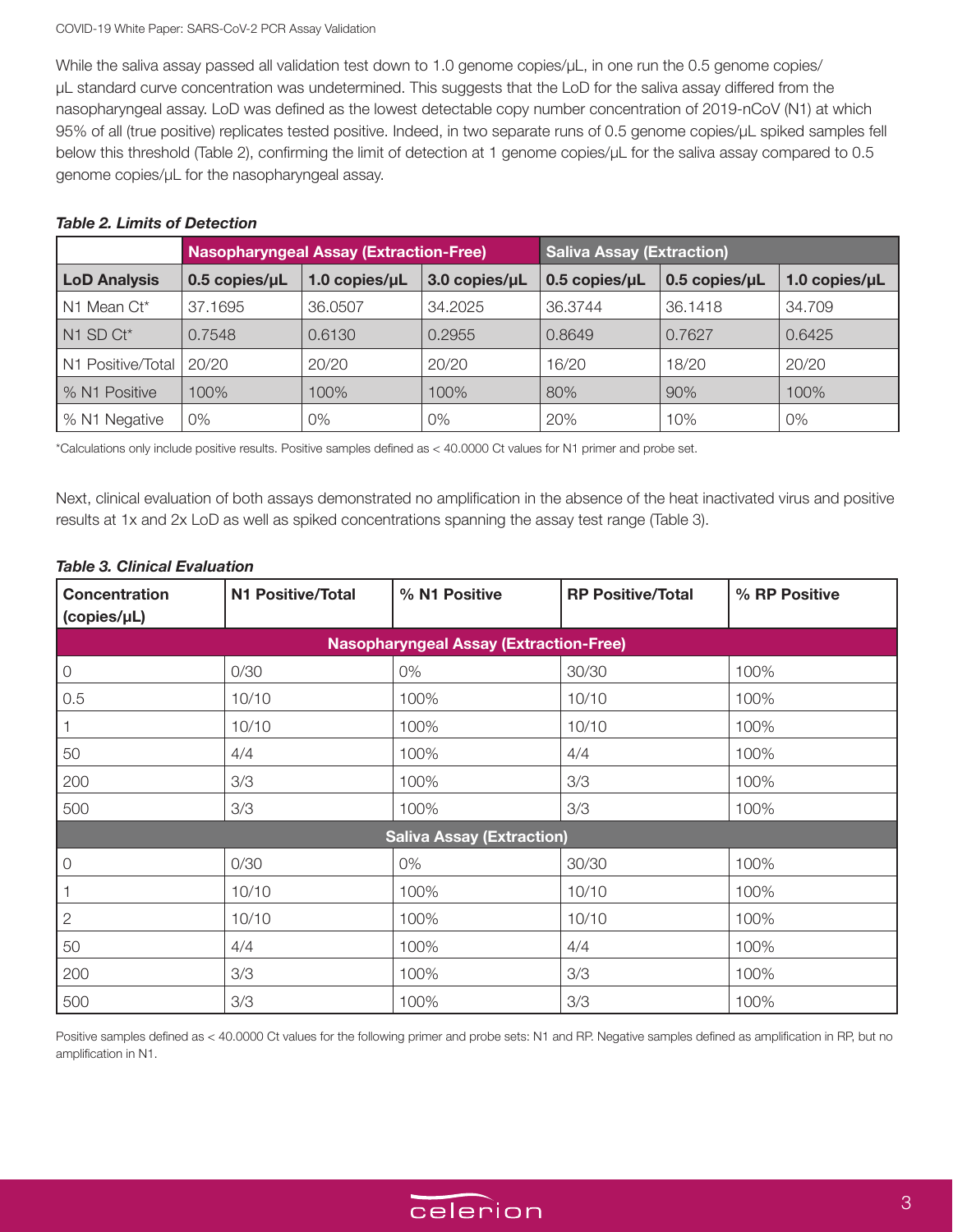While the saliva assay passed all validation test down to 1.0 genome copies/μL, in one run the 0.5 genome copies/μL standard curve concentration was undetermined. This suggests that the LoD for the saliva assay differed from the nasopharyngeal assay. LoD was defined as the lowest detectable copy number concentration of 2019-nCoV (N1) at which 95% of all (true positive) replicates tested positive. Indeed, in two separate runs of 0.5 genome copies/μL spiked samples fell below this threshold (Table 2), confirming the limit of detection at 1 genome copies/μL for the saliva assay compared to 0.5 genome copies/μL for the nasopharyngeal assay.

***Table 2. Limits of Detection***

| | **Nasopharyngeal Assay (Extraction-Free)** | | | **Saliva Assay (Extraction)** | | |
|---|---|---|---|---|---|---|
| **LoD Analysis** | **0.5 copies/μL** | **1.0 copies/μL** | **3.0 copies/μL** | **0.5 copies/μL** | **0.5 copies/μL** | **1.0 copies/μL** |
| N1 Mean Ct* | 37.1695 | 36.0507 | 34.2025 | 36.3744 | 36.1418 | 34.709 |
| N1 SD Ct* | 0.7548 | 0.6130 | 0.2955 | 0.8649 | 0.7627 | 0.6425 |
| N1 Positive/Total | 20/20 | 20/20 | 20/20 | 16/20 | 18/20 | 20/20 |
| % N1 Positive | 100% | 100% | 100% | 80% | 90% | 100% |
| % N1 Negative | 0% | 0% | 0% | 20% | 10% | 0% |

*Calculations only include positive results. Positive samples defined as < 40.0000 Ct values for N1 primer and probe set.

Next, clinical evaluation of both assays demonstrated no amplification in the absence of the heat inactivated virus and positive results at 1x and 2x LoD as well as spiked concentrations spanning the assay test range (Table 3).

***Table 3. Clinical Evaluation***

| **Concentration (copies/μL)** | **N1 Positive/Total** | **% N1 Positive** | **RP Positive/Total** | **% RP Positive** |
|---|---|---|---|---|
| **Nasopharyngeal Assay (Extraction-Free)** | | | | |
| 0 | 0/30 | 0% | 30/30 | 100% |
| 0.5 | 10/10 | 100% | 10/10 | 100% |
| 1 | 10/10 | 100% | 10/10 | 100% |
| 50 | 4/4 | 100% | 4/4 | 100% |
| 200 | 3/3 | 100% | 3/3 | 100% |
| 500 | 3/3 | 100% | 3/3 | 100% |
| **Saliva Assay (Extraction)** | | | | |
| 0 | 0/30 | 0% | 30/30 | 100% |
| 1 | 10/10 | 100% | 10/10 | 100% |
| 2 | 10/10 | 100% | 10/10 | 100% |
| 50 | 4/4 | 100% | 4/4 | 100% |
| 200 | 3/3 | 100% | 3/3 | 100% |
| 500 | 3/3 | 100% | 3/3 | 100% |

Positive samples defined as < 40.0000 Ct values for the following primer and probe sets: N1 and RP. Negative samples defined as amplification in RP, but no amplification in N1.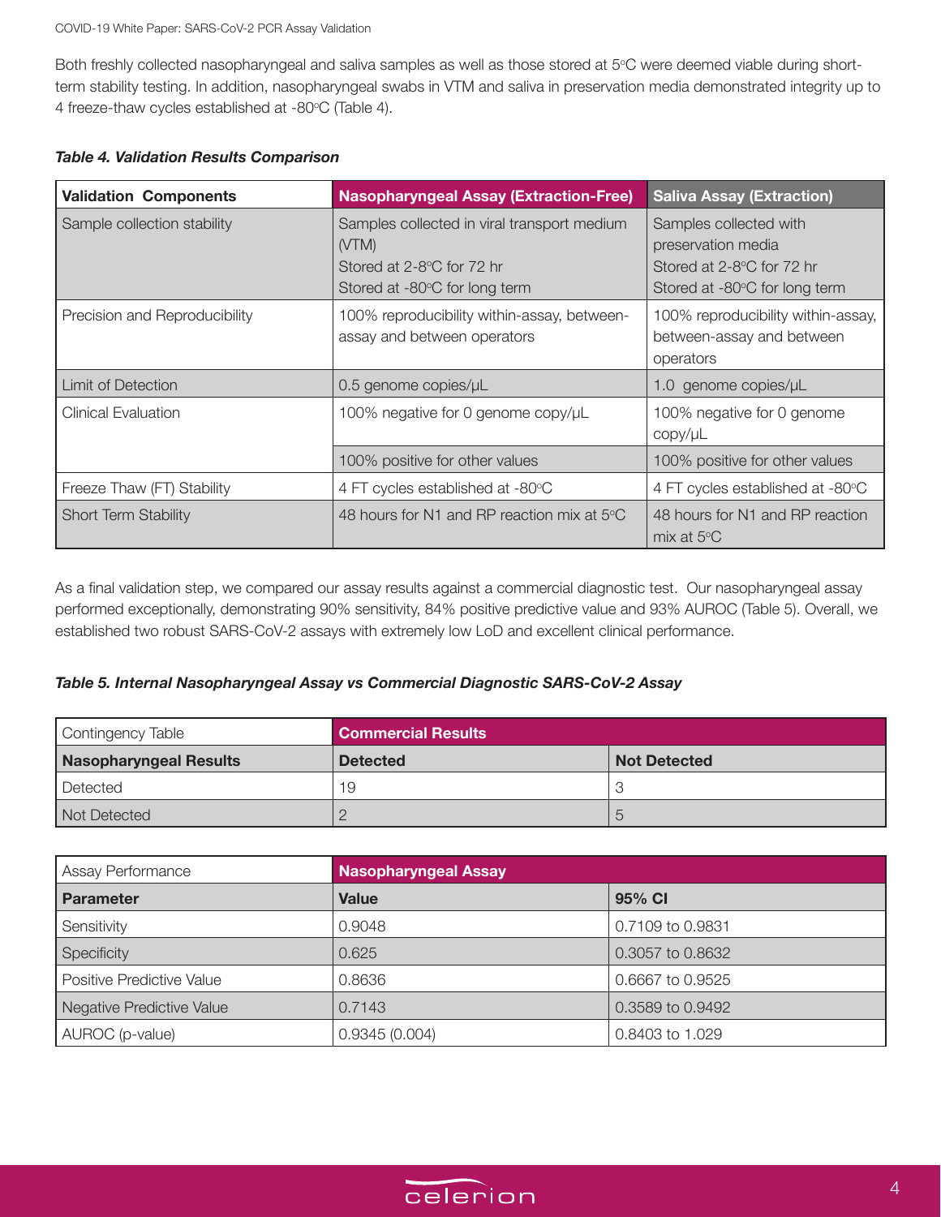Both freshly collected nasopharyngeal and saliva samples as well as those stored at 5°C were deemed viable during short-term stability testing. In addition, nasopharyngeal swabs in VTM and saliva in preservation media demonstrated integrity up to 4 freeze-thaw cycles established at -80°C (Table 4).

***Table 4. Validation Results Comparison***

| Validation Components | Nasopharyngeal Assay (Extraction-Free) | Saliva Assay (Extraction) |
|---|---|---|
| Sample collection stability | Samples collected in viral transport medium (VTM)<br>Stored at 2-8°C for 72 hr<br>Stored at -80°C for long term | Samples collected with preservation media<br>Stored at 2-8°C for 72 hr<br>Stored at -80°C for long term |
| Precision and Reproducibility | 100% reproducibility within-assay, between-assay and between operators | 100% reproducibility within-assay, between-assay and between operators |
| Limit of Detection | 0.5 genome copies/μL | 1.0 genome copies/μL |
| Clinical Evaluation | 100% negative for 0 genome copy/μL | 100% negative for 0 genome copy/μL |
| | 100% positive for other values | 100% positive for other values |
| Freeze Thaw (FT) Stability | 4 FT cycles established at -80°C | 4 FT cycles established at -80°C |
| Short Term Stability | 48 hours for N1 and RP reaction mix at 5°C | 48 hours for N1 and RP reaction mix at 5°C |

As a final validation step, we compared our assay results against a commercial diagnostic test. Our nasopharyngeal assay performed exceptionally, demonstrating 90% sensitivity, 84% positive predictive value and 93% AUROC (Table 5). Overall, we established two robust SARS-CoV-2 assays with extremely low LoD and excellent clinical performance.

***Table 5. Internal Nasopharyngeal Assay vs Commercial Diagnostic SARS-CoV-2 Assay***

| Contingency Table | Commercial Results | |
|---|---|---|
| **Nasopharyngeal Results** | **Detected** | **Not Detected** |
| Detected | 19 | 3 |
| Not Detected | 2 | 5 |

| Assay Performance | Nasopharyngeal Assay | |
|---|---|---|
| **Parameter** | **Value** | **95% CI** |
| Sensitivity | 0.9048 | 0.7109 to 0.9831 |
| Specificity | 0.625 | 0.3057 to 0.8632 |
| Positive Predictive Value | 0.8636 | 0.6667 to 0.9525 |
| Negative Predictive Value | 0.7143 | 0.3589 to 0.9492 |
| AUROC (p-value) | 0.9345 (0.004) | 0.8403 to 1.029 |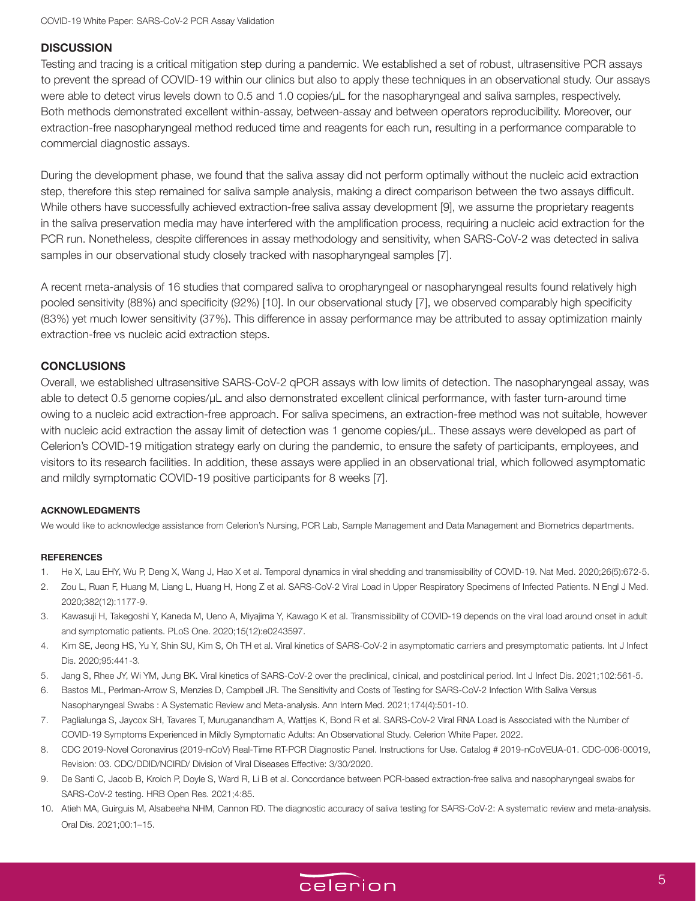## DISCUSSION

Testing and tracing is a critical mitigation step during a pandemic. We established a set of robust, ultrasensitive PCR assays to prevent the spread of COVID-19 within our clinics but also to apply these techniques in an observational study. Our assays were able to detect virus levels down to 0.5 and 1.0 copies/µL for the nasopharyngeal and saliva samples, respectively. Both methods demonstrated excellent within-assay, between-assay and between operators reproducibility. Moreover, our extraction-free nasopharyngeal method reduced time and reagents for each run, resulting in a performance comparable to commercial diagnostic assays.

During the development phase, we found that the saliva assay did not perform optimally without the nucleic acid extraction step, therefore this step remained for saliva sample analysis, making a direct comparison between the two assays difficult. While others have successfully achieved extraction-free saliva assay development [9], we assume the proprietary reagents in the saliva preservation media may have interfered with the amplification process, requiring a nucleic acid extraction for the PCR run. Nonetheless, despite differences in assay methodology and sensitivity, when SARS-CoV-2 was detected in saliva samples in our observational study closely tracked with nasopharyngeal samples [7].

A recent meta-analysis of 16 studies that compared saliva to oropharyngeal or nasopharyngeal results found relatively high pooled sensitivity (88%) and specificity (92%) [10]. In our observational study [7], we observed comparably high specificity (83%) yet much lower sensitivity (37%). This difference in assay performance may be attributed to assay optimization mainly extraction-free vs nucleic acid extraction steps.

## CONCLUSIONS

Overall, we established ultrasensitive SARS-CoV-2 qPCR assays with low limits of detection. The nasopharyngeal assay, was able to detect 0.5 genome copies/µL and also demonstrated excellent clinical performance, with faster turn-around time owing to a nucleic acid extraction-free approach. For saliva specimens, an extraction-free method was not suitable, however with nucleic acid extraction the assay limit of detection was 1 genome copies/µL. These assays were developed as part of Celerion's COVID-19 mitigation strategy early on during the pandemic, to ensure the safety of participants, employees, and visitors to its research facilities. In addition, these assays were applied in an observational trial, which followed asymptomatic and mildly symptomatic COVID-19 positive participants for 8 weeks [7].

### ACKNOWLEDGMENTS

We would like to acknowledge assistance from Celerion's Nursing, PCR Lab, Sample Management and Data Management and Biometrics departments.

### REFERENCES

1. He X, Lau EHY, Wu P, Deng X, Wang J, Hao X et al. Temporal dynamics in viral shedding and transmissibility of COVID-19. Nat Med. 2020;26(5):672-5.
2. Zou L, Ruan F, Huang M, Liang L, Huang H, Hong Z et al. SARS-CoV-2 Viral Load in Upper Respiratory Specimens of Infected Patients. N Engl J Med. 2020;382(12):1177-9.
3. Kawasuji H, Takegoshi Y, Kaneda M, Ueno A, Miyajima Y, Kawago K et al. Transmissibility of COVID-19 depends on the viral load around onset in adult and symptomatic patients. PLoS One. 2020;15(12):e0243597.
4. Kim SE, Jeong HS, Yu Y, Shin SU, Kim S, Oh TH et al. Viral kinetics of SARS-CoV-2 in asymptomatic carriers and presymptomatic patients. Int J Infect Dis. 2020;95:441-3.
5. Jang S, Rhee JY, Wi YM, Jung BK. Viral kinetics of SARS-CoV-2 over the preclinical, clinical, and postclinical period. Int J Infect Dis. 2021;102:561-5.
6. Bastos ML, Perlman-Arrow S, Menzies D, Campbell JR. The Sensitivity and Costs of Testing for SARS-CoV-2 Infection With Saliva Versus Nasopharyngeal Swabs : A Systematic Review and Meta-analysis. Ann Intern Med. 2021;174(4):501-10.
7. Paglialunga S, Jaycox SH, Tavares T, Muruganandham A, Wattjes K, Bond R et al. SARS-CoV-2 Viral RNA Load is Associated with the Number of COVID-19 Symptoms Experienced in Mildly Symptomatic Adults: An Observational Study. Celerion White Paper. 2022.
8. CDC 2019-Novel Coronavirus (2019-nCoV) Real-Time RT-PCR Diagnostic Panel. Instructions for Use. Catalog # 2019-nCoVEUA-01. CDC-006-00019, Revision: 03. CDC/DDID/NCIRD/ Division of Viral Diseases Effective: 3/30/2020.
9. De Santi C, Jacob B, Kroich P, Doyle S, Ward R, Li B et al. Concordance between PCR-based extraction-free saliva and nasopharyngeal swabs for SARS-CoV-2 testing. HRB Open Res. 2021;4:85.
10. Atieh MA, Guirguis M, Alsabeeha NHM, Cannon RD. The diagnostic accuracy of saliva testing for SARS-CoV-2: A systematic review and meta-analysis. Oral Dis. 2021;00:1–15.